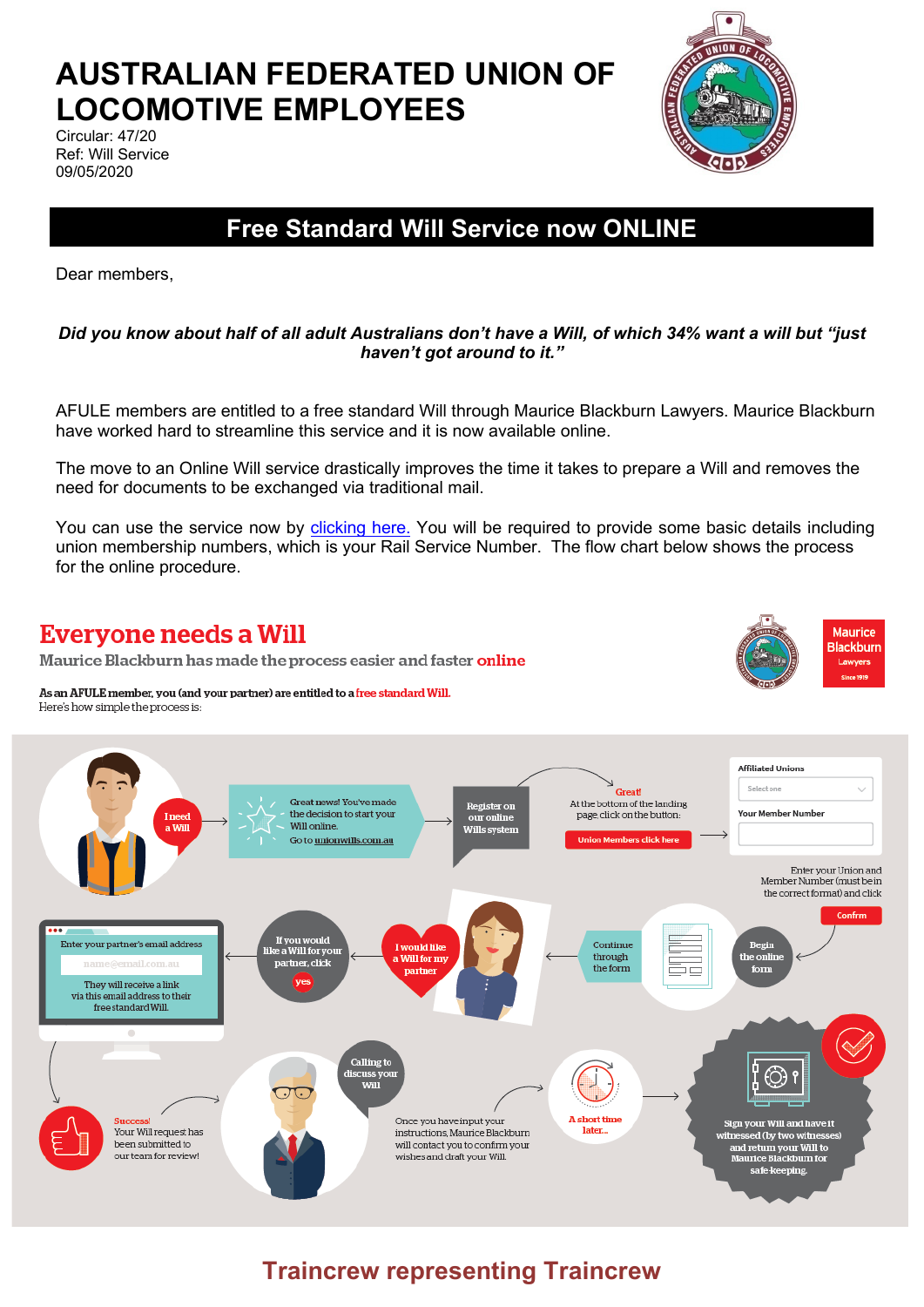# AUSTRALIAN FEDERATED UNION OF LOCOMOTIVE EMPLOYEES

Circular: 47/20
Ref: Will Service
09/05/2020

## Free Standard Will Service now ONLINE

Dear members,

***Did you know about half of all adult Australians don't have a Will, of which 34% want a will but "just haven't got around to it."***

AFULE members are entitled to a free standard Will through Maurice Blackburn Lawyers. Maurice Blackburn have worked hard to streamline this service and it is now available online.

The move to an Online Will service drastically improves the time it takes to prepare a Will and removes the need for documents to be exchanged via traditional mail.

You can use the service now by clicking here. You will be required to provide some basic details including union membership numbers, which is your Rail Service Number. The flow chart below shows the process for the online procedure.

## Everyone needs a Will

Maurice Blackburn has made the process easier and faster **online**

Maurice Blackburn Lawyers Since 1919

**As an AFULE member, you (and your partner) are entitled to a free standard Will.**
Here's how simple the process is:

- I need a Will
- Great news! You've made the decision to start your Will online. Go to unionwills.com.au
- Register on our online Wills system
- Great! At the bottom of the landing page click on the button: Union Members click here
- Affiliated Unions: Select one. Your Member Number
- Enter your Union and Member Number (must be in the correct format) and click Confirm
- Begin the online form
- Continue through the form
- I would like a Will for my partner
- If you would like a Will for your partner, click yes
- Enter your partner's email address: name@email.com.au. They will receive a link via this email address to their free standard Will.
- Success! Your Will request has been submitted to our team for review!
- Calling to discuss your Will
- Once you have input your instructions, Maurice Blackburn will contact you to confirm your wishes and draft your Will.
- A short time later...
- Sign your Will and have it witnessed (by two witnesses) and return your Will to Maurice Blackburn for safe-keeping.

**Traincrew representing Traincrew**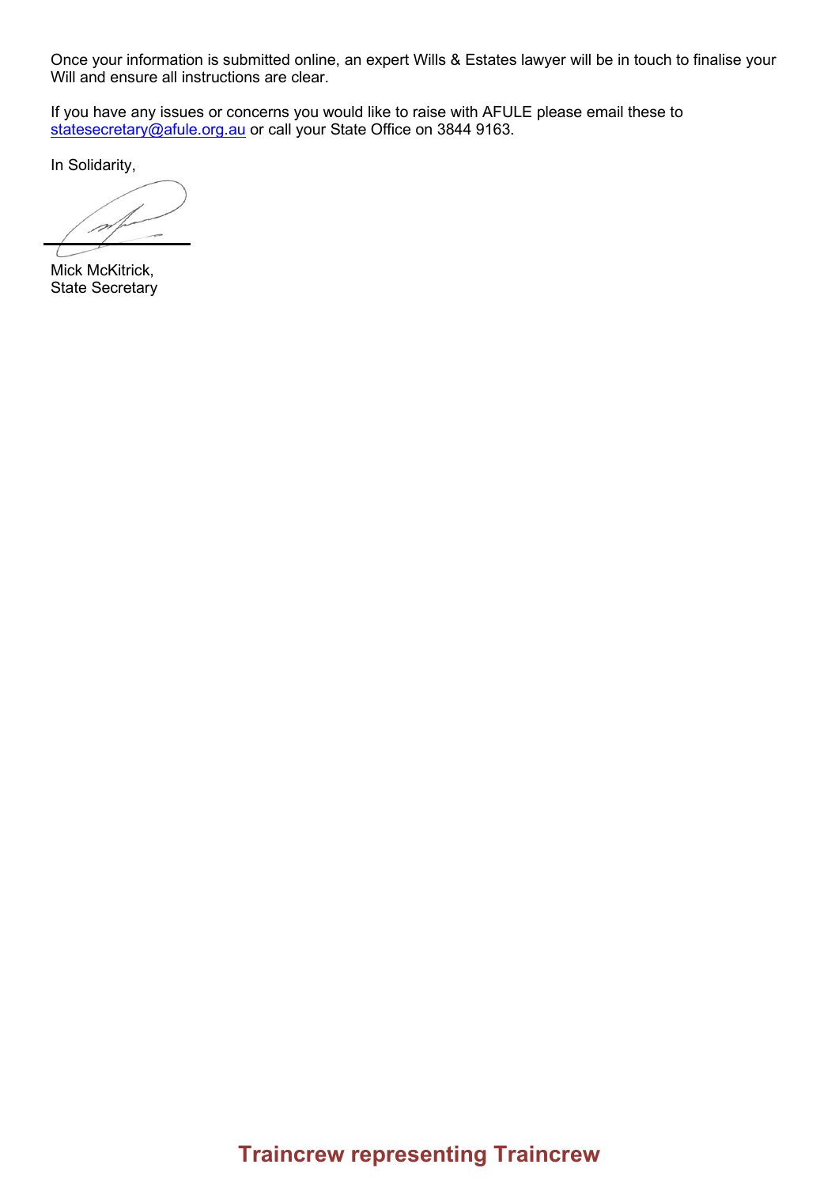Once your information is submitted online, an expert Wills & Estates lawyer will be in touch to finalise your Will and ensure all instructions are clear.

If you have any issues or concerns you would like to raise with AFULE please email these to statesecretary@afule.org.au or call your State Office on 3844 9163.

In Solidarity,

Mick McKitrick,
State Secretary

**Traincrew representing Traincrew**